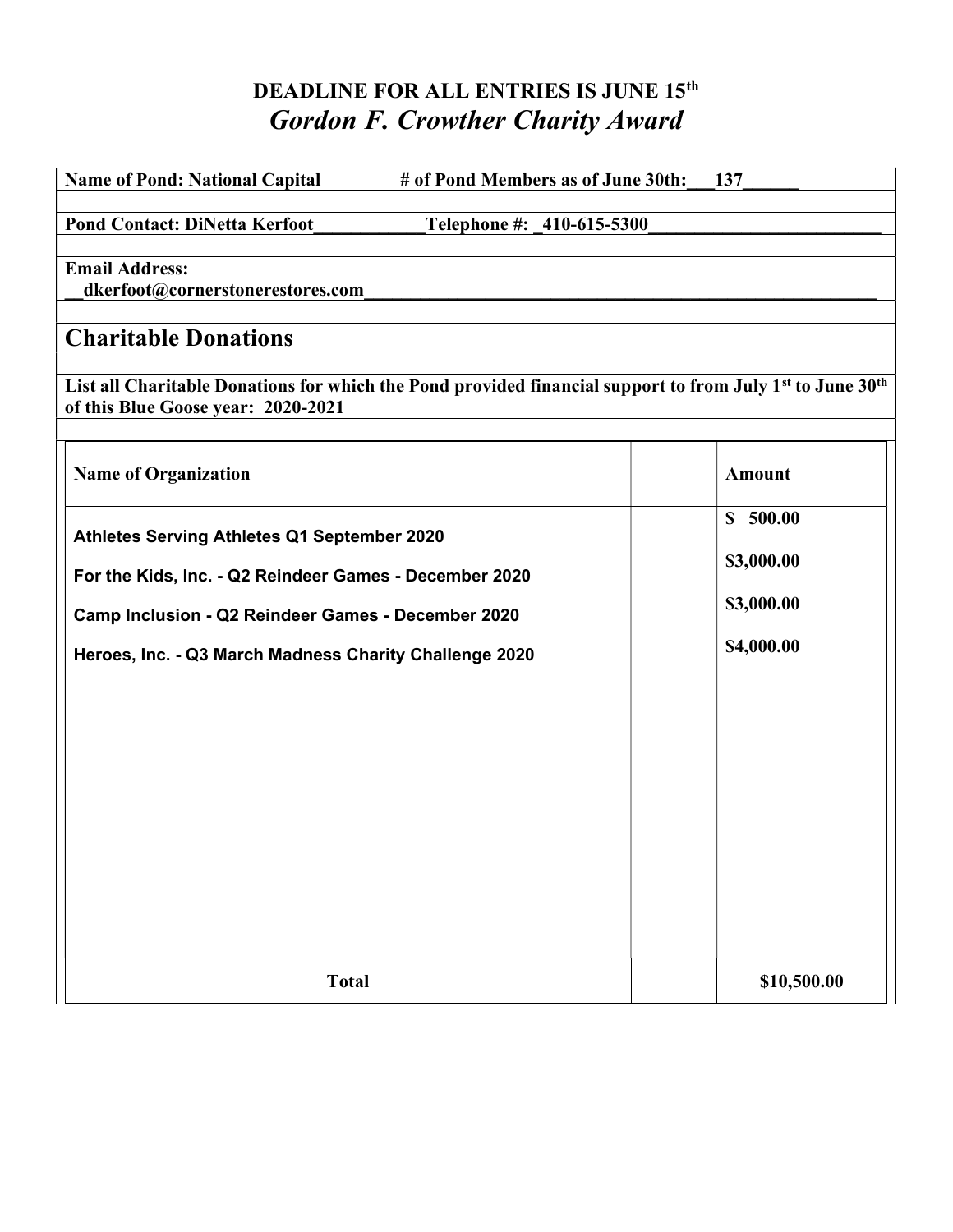**DEADLINE FOR ALL ENTRIES IS JUNE 15th**

# *Gordon F. Crowther Charity Award*

**Name of Pond: National Capital** **# of Pond Members as of June 30th:** 137

**Pond Contact: DiNetta Kerfoot** **Telephone #:** 410-615-5300

**Email Address:**
dkerfoot@cornerstonerestores.com

## Charitable Donations

**List all Charitable Donations for which the Pond provided financial support to from July 1st to June 30th of this Blue Goose year: 2020-2021**

| Name of Organization | | Amount |
|---|---|---|
| **Athletes Serving Athletes Q1 September 2020** | | **$ 500.00** |
| **For the Kids, Inc. - Q2 Reindeer Games - December 2020** | | **$3,000.00** |
| **Camp Inclusion - Q2 Reindeer Games - December 2020** | | **$3,000.00** |
| **Heroes, Inc. - Q3 March Madness Charity Challenge 2020** | | **$4,000.00** |
| **Total** | | **$10,500.00** |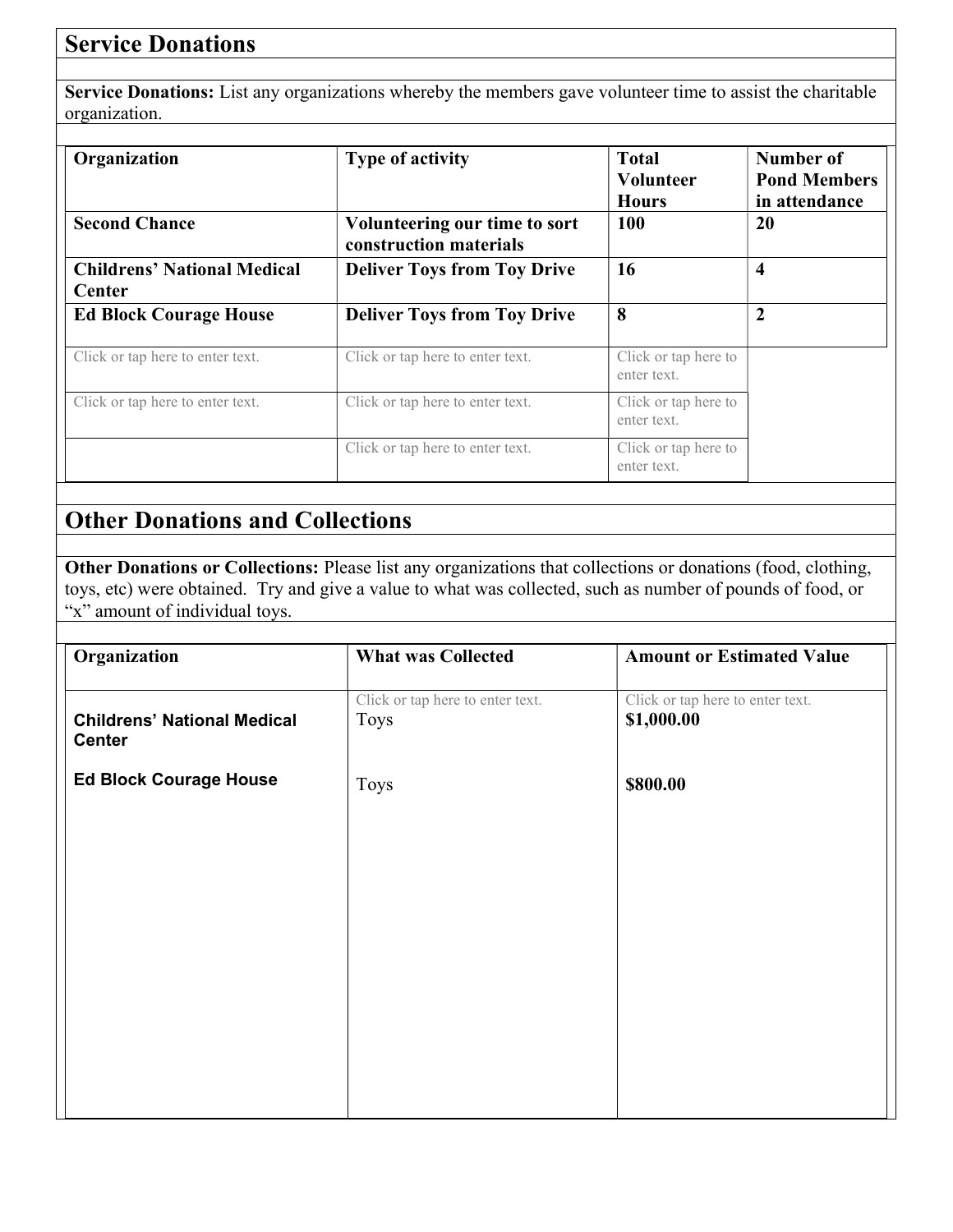## Service Donations

**Service Donations:** List any organizations whereby the members gave volunteer time to assist the charitable organization.

| Organization | Type of activity | Total Volunteer Hours | Number of Pond Members in attendance |
|---|---|---|---|
| **Second Chance** | **Volunteering our time to sort construction materials** | **100** | **20** |
| **Childrens' National Medical Center** | **Deliver Toys from Toy Drive** | **16** | **4** |
| **Ed Block Courage House** | **Deliver Toys from Toy Drive** | **8** | **2** |
| Click or tap here to enter text. | Click or tap here to enter text. | Click or tap here to enter text. | |
| Click or tap here to enter text. | Click or tap here to enter text. | Click or tap here to enter text. | |
| | Click or tap here to enter text. | Click or tap here to enter text. | |

## Other Donations and Collections

**Other Donations or Collections:** Please list any organizations that collections or donations (food, clothing, toys, etc) were obtained. Try and give a value to what was collected, such as number of pounds of food, or "x" amount of individual toys.

| Organization | What was Collected | Amount or Estimated Value |
|---|---|---|
| **Childrens' National Medical Center** | Click or tap here to enter text. Toys | Click or tap here to enter text. **$1,000.00** |
| **Ed Block Courage House** | Toys | **$800.00** |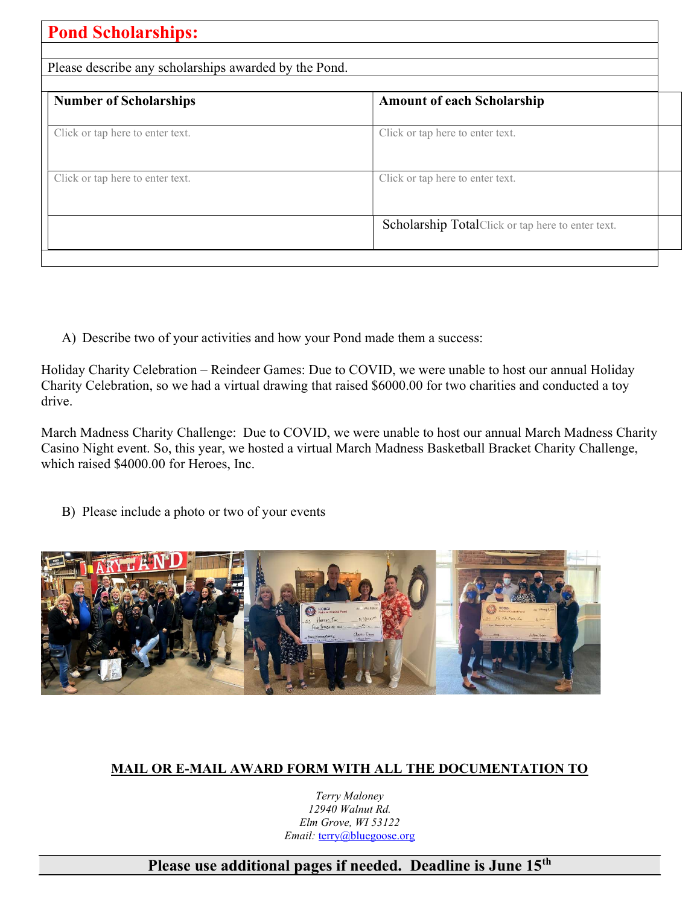## Pond Scholarships:

Please describe any scholarships awarded by the Pond.

| Number of Scholarships | Amount of each Scholarship |
|---|---|
| Click or tap here to enter text. | Click or tap here to enter text. |
| Click or tap here to enter text. | Click or tap here to enter text. |
| | Scholarship Total Click or tap here to enter text. |

A) Describe two of your activities and how your Pond made them a success:

Holiday Charity Celebration – Reindeer Games: Due to COVID, we were unable to host our annual Holiday Charity Celebration, so we had a virtual drawing that raised $6000.00 for two charities and conducted a toy drive.

March Madness Charity Challenge: Due to COVID, we were unable to host our annual March Madness Charity Casino Night event. So, this year, we hosted a virtual March Madness Basketball Bracket Charity Challenge, which raised $4000.00 for Heroes, Inc.

B) Please include a photo or two of your events

**MAIL OR E-MAIL AWARD FORM WITH ALL THE DOCUMENTATION TO**

*Terry Maloney*
*12940 Walnut Rd.*
*Elm Grove, WI 53122*
*Email:* terry@bluegoose.org

**Please use additional pages if needed. Deadline is June 15th**